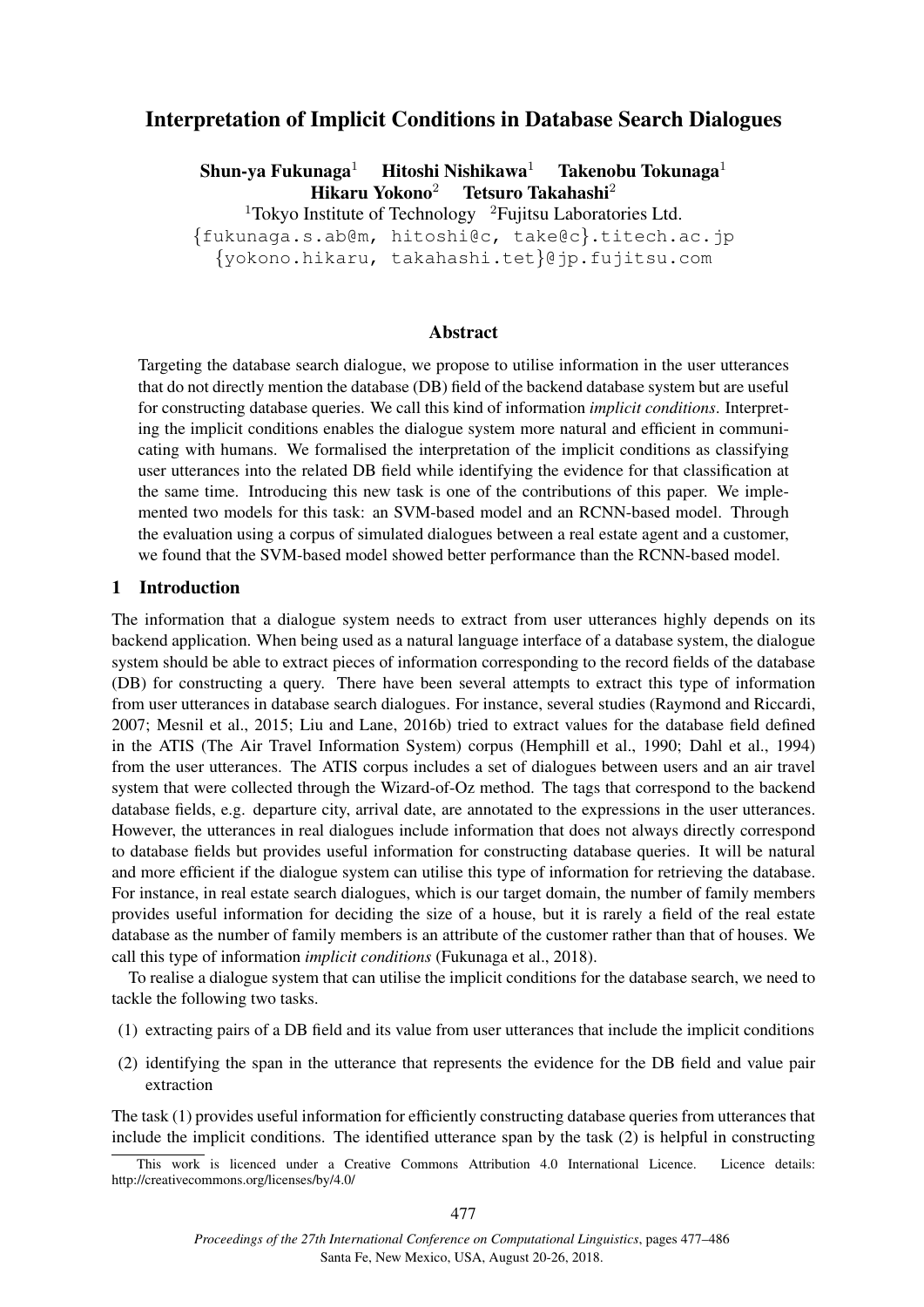# Interpretation of Implicit Conditions in Database Search Dialogues

**Shun-ya Fukunaga**[1] **Hitoshi Nishikawa**[1] **Takenobu Tokunaga**[1]
**Hikaru Yokono**[2] **Tetsuro Takahashi**[2]

[1]Tokyo Institute of Technology [2]Fujitsu Laboratories Ltd.

{fukunaga.s.ab@m, hitoshi@c, take@c}.titech.ac.jp
{yokono.hikaru, takahashi.tet}@jp.fujitsu.com

## Abstract

Targeting the database search dialogue, we propose to utilise information in the user utterances that do not directly mention the database (DB) field of the backend database system but are useful for constructing database queries. We call this kind of information *implicit conditions*. Interpreting the implicit conditions enables the dialogue system more natural and efficient in communicating with humans. We formalised the interpretation of the implicit conditions as classifying user utterances into the related DB field while identifying the evidence for that classification at the same time. Introducing this new task is one of the contributions of this paper. We implemented two models for this task: an SVM-based model and an RCNN-based model. Through the evaluation using a corpus of simulated dialogues between a real estate agent and a customer, we found that the SVM-based model showed better performance than the RCNN-based model.

## 1 Introduction

The information that a dialogue system needs to extract from user utterances highly depends on its backend application. When being used as a natural language interface of a database system, the dialogue system should be able to extract pieces of information corresponding to the record fields of the database (DB) for constructing a query. There have been several attempts to extract this type of information from user utterances in database search dialogues. For instance, several studies (Raymond and Riccardi, 2007; Mesnil et al., 2015; Liu and Lane, 2016b) tried to extract values for the database field defined in the ATIS (The Air Travel Information System) corpus (Hemphill et al., 1990; Dahl et al., 1994) from the user utterances. The ATIS corpus includes a set of dialogues between users and an air travel system that were collected through the Wizard-of-Oz method. The tags that correspond to the backend database fields, e.g. departure city, arrival date, are annotated to the expressions in the user utterances. However, the utterances in real dialogues include information that does not always directly correspond to database fields but provides useful information for constructing database queries. It will be natural and more efficient if the dialogue system can utilise this type of information for retrieving the database. For instance, in real estate search dialogues, which is our target domain, the number of family members provides useful information for deciding the size of a house, but it is rarely a field of the real estate database as the number of family members is an attribute of the customer rather than that of houses. We call this type of information *implicit conditions* (Fukunaga et al., 2018).

To realise a dialogue system that can utilise the implicit conditions for the database search, we need to tackle the following two tasks.

(1) extracting pairs of a DB field and its value from user utterances that include the implicit conditions

(2) identifying the span in the utterance that represents the evidence for the DB field and value pair extraction

The task (1) provides useful information for efficiently constructing database queries from utterances that include the implicit conditions. The identified utterance span by the task (2) is helpful in constructing

This work is licenced under a Creative Commons Attribution 4.0 International Licence. Licence details: http://creativecommons.org/licenses/by/4.0/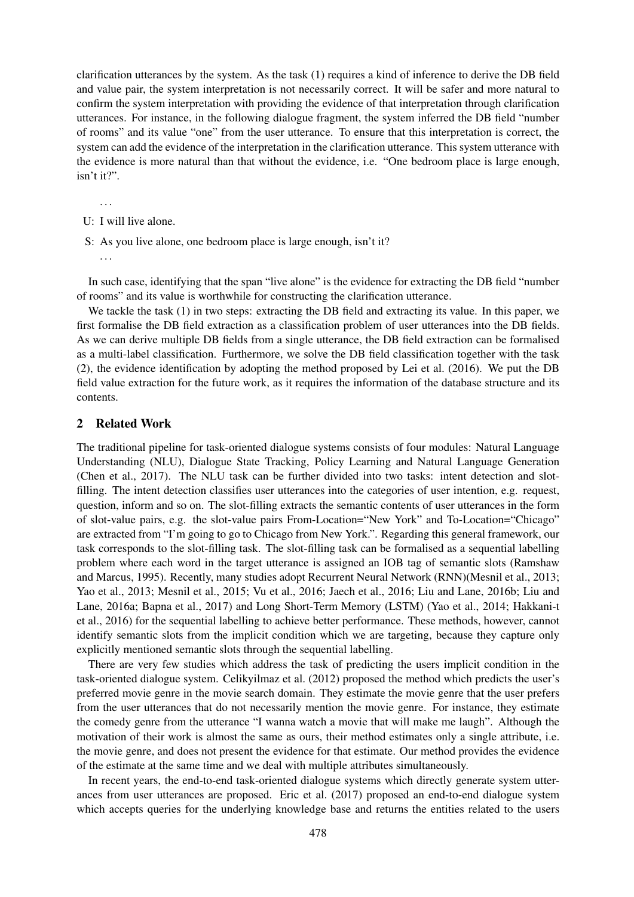clarification utterances by the system. As the task (1) requires a kind of inference to derive the DB field and value pair, the system interpretation is not necessarily correct. It will be safer and more natural to confirm the system interpretation with providing the evidence of that interpretation through clarification utterances. For instance, in the following dialogue fragment, the system inferred the DB field "number of rooms" and its value "one" from the user utterance. To ensure that this interpretation is correct, the system can add the evidence of the interpretation in the clarification utterance. This system utterance with the evidence is more natural than that without the evidence, i.e. "One bedroom place is large enough, isn't it?".

...

U: I will live alone.

S: As you live alone, one bedroom place is large enough, isn't it?

...

In such case, identifying that the span "live alone" is the evidence for extracting the DB field "number of rooms" and its value is worthwhile for constructing the clarification utterance.

We tackle the task (1) in two steps: extracting the DB field and extracting its value. In this paper, we first formalise the DB field extraction as a classification problem of user utterances into the DB fields. As we can derive multiple DB fields from a single utterance, the DB field extraction can be formalised as a multi-label classification. Furthermore, we solve the DB field classification together with the task (2), the evidence identification by adopting the method proposed by Lei et al. (2016). We put the DB field value extraction for the future work, as it requires the information of the database structure and its contents.

## 2 Related Work

The traditional pipeline for task-oriented dialogue systems consists of four modules: Natural Language Understanding (NLU), Dialogue State Tracking, Policy Learning and Natural Language Generation (Chen et al., 2017). The NLU task can be further divided into two tasks: intent detection and slot-filling. The intent detection classifies user utterances into the categories of user intention, e.g. request, question, inform and so on. The slot-filling extracts the semantic contents of user utterances in the form of slot-value pairs, e.g. the slot-value pairs From-Location="New York" and To-Location="Chicago" are extracted from "I'm going to go to Chicago from New York.". Regarding this general framework, our task corresponds to the slot-filling task. The slot-filling task can be formalised as a sequential labelling problem where each word in the target utterance is assigned an IOB tag of semantic slots (Ramshaw and Marcus, 1995). Recently, many studies adopt Recurrent Neural Network (RNN)(Mesnil et al., 2013; Yao et al., 2013; Mesnil et al., 2015; Vu et al., 2016; Jaech et al., 2016; Liu and Lane, 2016b; Liu and Lane, 2016a; Bapna et al., 2017) and Long Short-Term Memory (LSTM) (Yao et al., 2014; Hakkani-t et al., 2016) for the sequential labelling to achieve better performance. These methods, however, cannot identify semantic slots from the implicit condition which we are targeting, because they capture only explicitly mentioned semantic slots through the sequential labelling.

There are very few studies which address the task of predicting the users implicit condition in the task-oriented dialogue system. Celikyilmaz et al. (2012) proposed the method which predicts the user's preferred movie genre in the movie search domain. They estimate the movie genre that the user prefers from the user utterances that do not necessarily mention the movie genre. For instance, they estimate the comedy genre from the utterance "I wanna watch a movie that will make me laugh". Although the motivation of their work is almost the same as ours, their method estimates only a single attribute, i.e. the movie genre, and does not present the evidence for that estimate. Our method provides the evidence of the estimate at the same time and we deal with multiple attributes simultaneously.

In recent years, the end-to-end task-oriented dialogue systems which directly generate system utterances from user utterances are proposed. Eric et al. (2017) proposed an end-to-end dialogue system which accepts queries for the underlying knowledge base and returns the entities related to the users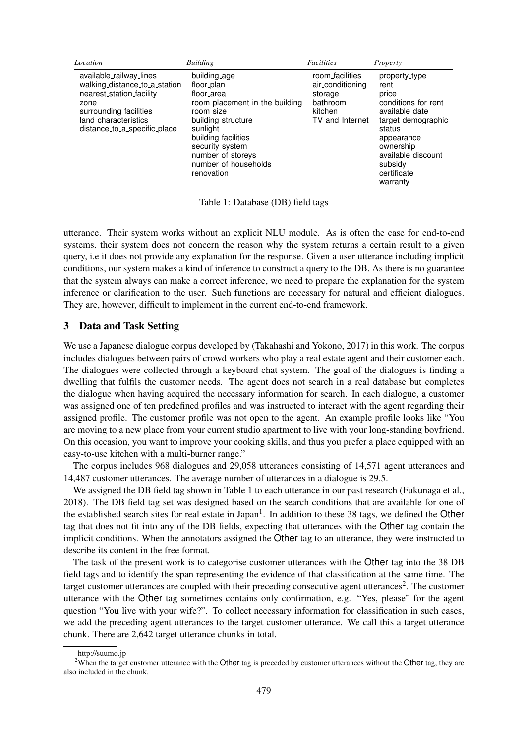| *Location* | *Building* | *Facilities* | *Property* |
|---|---|---|---|
| available_railway_lines | building_age | room_facilities | property_type |
| walking_distance_to_a_station | floor_plan | air_conditioning | rent |
| nearest_station_facility | floor_area | storage | price |
| zone | room_placement_in_the_building | bathroom | conditions_for_rent |
| surrounding_facilities | room_size | kitchen | available_date |
| land_characteristics | building_structure | TV_and_Internet | target_demographic |
| distance_to_a_specific_place | sunlight | | status |
| | building_facilities | | appearance |
| | security_system | | ownership |
| | number_of_storeys | | available_discount |
| | number_of_households | | subsidy |
| | renovation | | certificate |
| | | | warranty |

Table 1: Database (DB) field tags

utterance. Their system works without an explicit NLU module. As is often the case for end-to-end systems, their system does not concern the reason why the system returns a certain result to a given query, i.e it does not provide any explanation for the response. Given a user utterance including implicit conditions, our system makes a kind of inference to construct a query to the DB. As there is no guarantee that the system always can make a correct inference, we need to prepare the explanation for the system inference or clarification to the user. Such functions are necessary for natural and efficient dialogues. They are, however, difficult to implement in the current end-to-end framework.

## 3 Data and Task Setting

We use a Japanese dialogue corpus developed by (Takahashi and Yokono, 2017) in this work. The corpus includes dialogues between pairs of crowd workers who play a real estate agent and their customer each. The dialogues were collected through a keyboard chat system. The goal of the dialogues is finding a dwelling that fulfils the customer needs. The agent does not search in a real database but completes the dialogue when having acquired the necessary information for search. In each dialogue, a customer was assigned one of ten predefined profiles and was instructed to interact with the agent regarding their assigned profile. The customer profile was not open to the agent. An example profile looks like "You are moving to a new place from your current studio apartment to live with your long-standing boyfriend. On this occasion, you want to improve your cooking skills, and thus you prefer a place equipped with an easy-to-use kitchen with a multi-burner range."

The corpus includes 968 dialogues and 29,058 utterances consisting of 14,571 agent utterances and 14,487 customer utterances. The average number of utterances in a dialogue is 29.5.

We assigned the DB field tag shown in Table 1 to each utterance in our past research (Fukunaga et al., 2018). The DB field tag set was designed based on the search conditions that are available for one of the established search sites for real estate in Japan[1]. In addition to these 38 tags, we defined the Other tag that does not fit into any of the DB fields, expecting that utterances with the Other tag contain the implicit conditions. When the annotators assigned the Other tag to an utterance, they were instructed to describe its content in the free format.

The task of the present work is to categorise customer utterances with the Other tag into the 38 DB field tags and to identify the span representing the evidence of that classification at the same time. The target customer utterances are coupled with their preceding consecutive agent utterances[2]. The customer utterance with the Other tag sometimes contains only confirmation, e.g. "Yes, please" for the agent question "You live with your wife?". To collect necessary information for classification in such cases, we add the preceding agent utterances to the target customer utterance. We call this a target utterance chunk. There are 2,642 target utterance chunks in total.

[1] http://suumo.jp

[2] When the target customer utterance with the Other tag is preceded by customer utterances without the Other tag, they are also included in the chunk.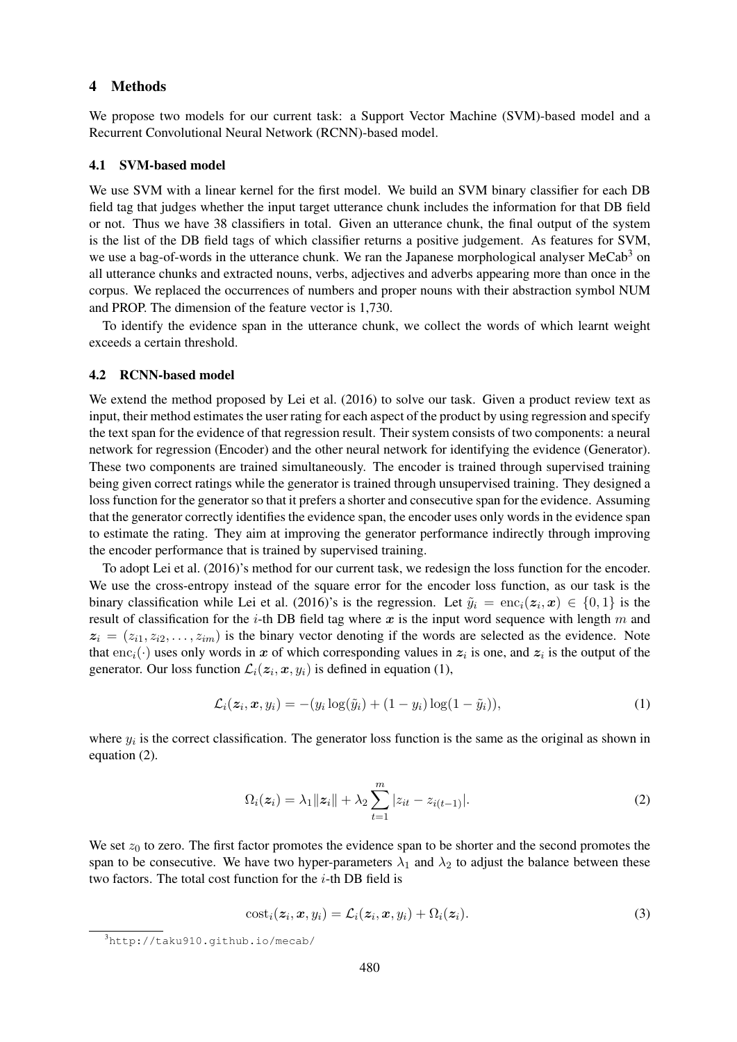## 4 Methods

We propose two models for our current task: a Support Vector Machine (SVM)-based model and a Recurrent Convolutional Neural Network (RCNN)-based model.

### 4.1 SVM-based model

We use SVM with a linear kernel for the first model. We build an SVM binary classifier for each DB field tag that judges whether the input target utterance chunk includes the information for that DB field or not. Thus we have 38 classifiers in total. Given an utterance chunk, the final output of the system is the list of the DB field tags of which classifier returns a positive judgement. As features for SVM, we use a bag-of-words in the utterance chunk. We ran the Japanese morphological analyser MeCab[3] on all utterance chunks and extracted nouns, verbs, adjectives and adverbs appearing more than once in the corpus. We replaced the occurrences of numbers and proper nouns with their abstraction symbol NUM and PROP. The dimension of the feature vector is 1,730.

To identify the evidence span in the utterance chunk, we collect the words of which learnt weight exceeds a certain threshold.

### 4.2 RCNN-based model

We extend the method proposed by Lei et al. (2016) to solve our task. Given a product review text as input, their method estimates the user rating for each aspect of the product by using regression and specify the text span for the evidence of that regression result. Their system consists of two components: a neural network for regression (Encoder) and the other neural network for identifying the evidence (Generator). These two components are trained simultaneously. The encoder is trained through supervised training being given correct ratings while the generator is trained through unsupervised training. They designed a loss function for the generator so that it prefers a shorter and consecutive span for the evidence. Assuming that the generator correctly identifies the evidence span, the encoder uses only words in the evidence span to estimate the rating. They aim at improving the generator performance indirectly through improving the encoder performance that is trained by supervised training.

To adopt Lei et al. (2016)'s method for our current task, we redesign the loss function for the encoder. We use the cross-entropy instead of the square error for the encoder loss function, as our task is the binary classification while Lei et al. (2016)'s is the regression. Let $\tilde{y}_i = \mathrm{enc}_i(\boldsymbol{z}_i, \boldsymbol{x}) \in \{0, 1\}$ is the result of classification for the $i$-th DB field tag where $\boldsymbol{x}$ is the input word sequence with length $m$ and $\boldsymbol{z}_i = (z_{i1}, z_{i2}, \ldots, z_{im})$ is the binary vector denoting if the words are selected as the evidence. Note that $\mathrm{enc}_i(\cdot)$ uses only words in $\boldsymbol{x}$ of which corresponding values in $\boldsymbol{z}_i$ is one, and $\boldsymbol{z}_i$ is the output of the generator. Our loss function $\mathcal{L}_i(\boldsymbol{z}_i, \boldsymbol{x}, y_i)$ is defined in equation (1),

$$\mathcal{L}_i(\boldsymbol{z}_i, \boldsymbol{x}, y_i) = -(y_i \log(\tilde{y}_i) + (1 - y_i) \log(1 - \tilde{y}_i)), \tag{1}$$

where $y_i$ is the correct classification. The generator loss function is the same as the original as shown in equation (2).

$$\Omega_i(\boldsymbol{z}_i) = \lambda_1 \|\boldsymbol{z}_i\| + \lambda_2 \sum_{t=1}^{m} |z_{it} - z_{i(t-1)}|. \tag{2}$$

We set $z_0$ to zero. The first factor promotes the evidence span to be shorter and the second promotes the span to be consecutive. We have two hyper-parameters $\lambda_1$ and $\lambda_2$ to adjust the balance between these two factors. The total cost function for the $i$-th DB field is

$$\mathrm{cost}_i(\boldsymbol{z}_i, \boldsymbol{x}, y_i) = \mathcal{L}_i(\boldsymbol{z}_i, \boldsymbol{x}, y_i) + \Omega_i(\boldsymbol{z}_i). \tag{3}$$

[3] http://taku910.github.io/mecab/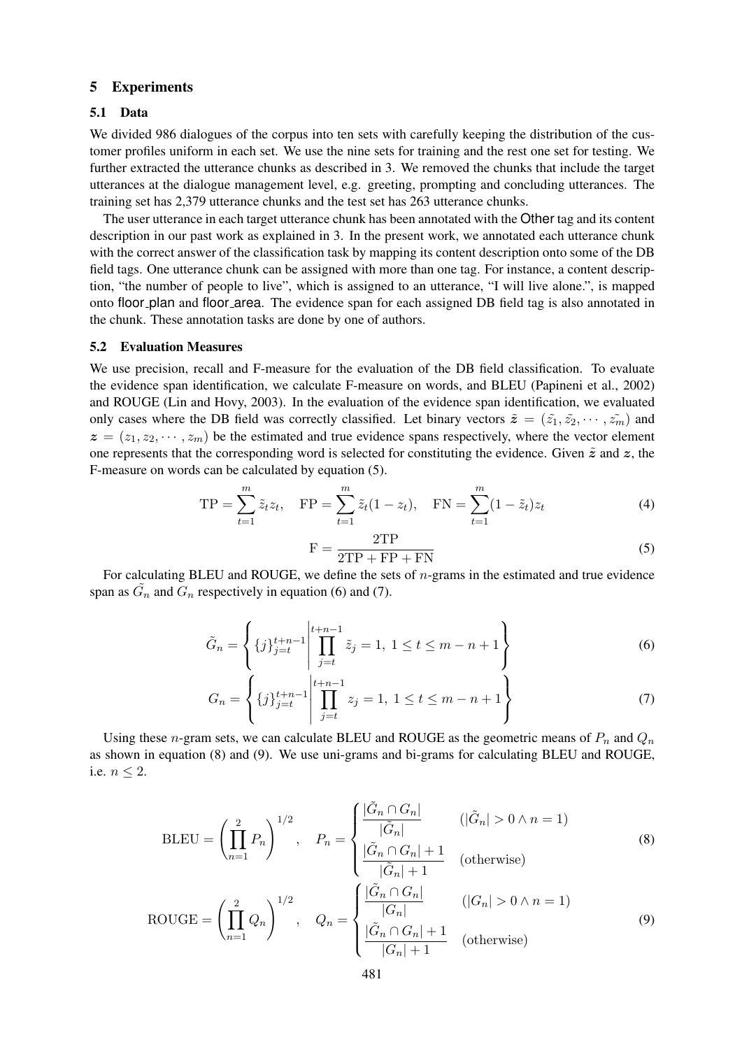## 5 Experiments

### 5.1 Data

We divided 986 dialogues of the corpus into ten sets with carefully keeping the distribution of the customer profiles uniform in each set. We use the nine sets for training and the rest one set for testing. We further extracted the utterance chunks as described in 3. We removed the chunks that include the target utterances at the dialogue management level, e.g. greeting, prompting and concluding utterances. The training set has 2,379 utterance chunks and the test set has 263 utterance chunks.

The user utterance in each target utterance chunk has been annotated with the Other tag and its content description in our past work as explained in 3. In the present work, we annotated each utterance chunk with the correct answer of the classification task by mapping its content description onto some of the DB field tags. One utterance chunk can be assigned with more than one tag. For instance, a content description, "the number of people to live", which is assigned to an utterance, "I will live alone.", is mapped onto floor_plan and floor_area. The evidence span for each assigned DB field tag is also annotated in the chunk. These annotation tasks are done by one of authors.

### 5.2 Evaluation Measures

We use precision, recall and F-measure for the evaluation of the DB field classification. To evaluate the evidence span identification, we calculate F-measure on words, and BLEU (Papineni et al., 2002) and ROUGE (Lin and Hovy, 2003). In the evaluation of the evidence span identification, we evaluated only cases where the DB field was correctly classified. Let binary vectors $\tilde{\boldsymbol{z}} = (\tilde{z_1}, \tilde{z_2}, \cdots, \tilde{z_m})$ and $\boldsymbol{z} = (z_1, z_2, \cdots, z_m)$ be the estimated and true evidence spans respectively, where the vector element one represents that the corresponding word is selected for constituting the evidence. Given $\tilde{\boldsymbol{z}}$ and $\boldsymbol{z}$, the F-measure on words can be calculated by equation (5).

$$\mathrm{TP} = \sum_{t=1}^{m} \tilde{z}_t z_t, \quad \mathrm{FP} = \sum_{t=1}^{m} \tilde{z}_t (1 - z_t), \quad \mathrm{FN} = \sum_{t=1}^{m} (1 - \tilde{z}_t) z_t \tag{4}$$

$$\mathrm{F} = \frac{2\mathrm{TP}}{2\mathrm{TP} + \mathrm{FP} + \mathrm{FN}} \tag{5}$$

For calculating BLEU and ROUGE, we define the sets of $n$-grams in the estimated and true evidence span as $\tilde{G_n}$ and $G_n$ respectively in equation (6) and (7).

$$\tilde{G}_n = \left\{ \{j\}_{j=t}^{t+n-1} \,\middle|\, \prod_{j=t}^{t+n-1} \tilde{z}_j = 1, \ 1 \leq t \leq m - n + 1 \right\} \tag{6}$$

$$G_n = \left\{ \{j\}_{j=t}^{t+n-1} \,\middle|\, \prod_{j=t}^{t+n-1} z_j = 1, \ 1 \leq t \leq m - n + 1 \right\} \tag{7}$$

Using these $n$-gram sets, we can calculate BLEU and ROUGE as the geometric means of $P_n$ and $Q_n$ as shown in equation (8) and (9). We use uni-grams and bi-grams for calculating BLEU and ROUGE, i.e. $n \leq 2$.

$$\mathrm{BLEU} = \left( \prod_{n=1}^{2} P_n \right)^{1/2}, \quad P_n = \begin{cases} \dfrac{|\tilde{G}_n \cap G_n|}{|\tilde{G}_n|} & (|\tilde{G}_n| > 0 \wedge n = 1) \\ \dfrac{|\tilde{G}_n \cap G_n| + 1}{|\tilde{G}_n| + 1} & (\text{otherwise}) \end{cases} \tag{8}$$

$$\mathrm{ROUGE} = \left( \prod_{n=1}^{2} Q_n \right)^{1/2}, \quad Q_n = \begin{cases} \dfrac{|\tilde{G}_n \cap G_n|}{|G_n|} & (|G_n| > 0 \wedge n = 1) \\ \dfrac{|\tilde{G}_n \cap G_n| + 1}{|G_n| + 1} & (\text{otherwise}) \end{cases} \tag{9}$$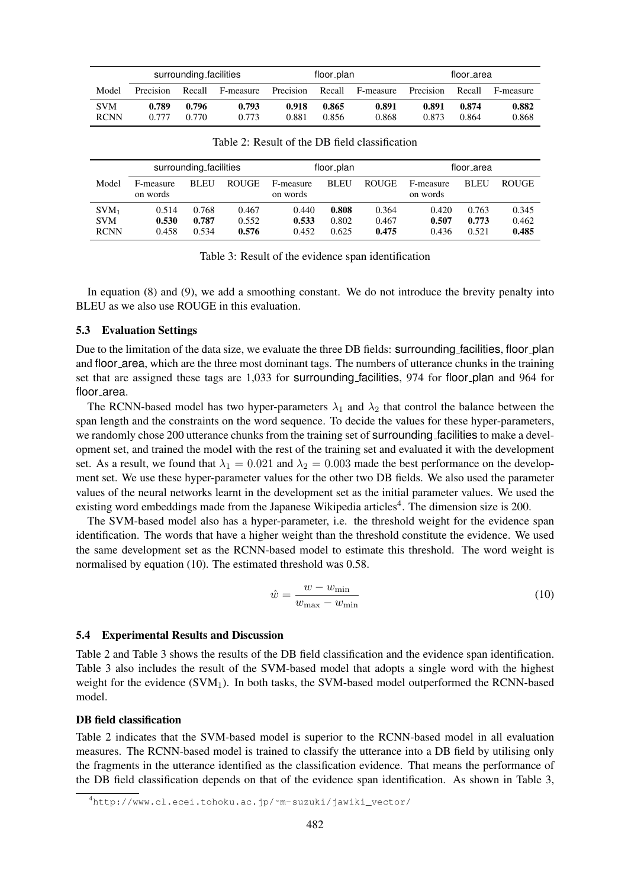| | surrounding_facilities | | | floor_plan | | | floor_area | | |
|---|---|---|---|---|---|---|---|---|---|
| Model | Precision | Recall | F-measure | Precision | Recall | F-measure | Precision | Recall | F-measure |
| SVM | **0.789** | **0.796** | **0.793** | **0.918** | **0.865** | **0.891** | **0.891** | **0.874** | **0.882** |
| RCNN | 0.777 | 0.770 | 0.773 | 0.881 | 0.856 | 0.868 | 0.873 | 0.864 | 0.868 |

Table 2: Result of the DB field classification

| | surrounding_facilities | | | floor_plan | | | floor_area | | |
|---|---|---|---|---|---|---|---|---|---|
| Model | F-measure on words | BLEU | ROUGE | F-measure on words | BLEU | ROUGE | F-measure on words | BLEU | ROUGE |
| $\text{SVM}_1$ | 0.514 | 0.768 | 0.467 | 0.440 | **0.808** | 0.364 | 0.420 | 0.763 | 0.345 |
| SVM | **0.530** | **0.787** | 0.552 | **0.533** | 0.802 | 0.467 | **0.507** | **0.773** | 0.462 |
| RCNN | 0.458 | 0.534 | **0.576** | 0.452 | 0.625 | **0.475** | 0.436 | 0.521 | **0.485** |

Table 3: Result of the evidence span identification

In equation (8) and (9), we add a smoothing constant. We do not introduce the brevity penalty into BLEU as we also use ROUGE in this evaluation.

### 5.3 Evaluation Settings

Due to the limitation of the data size, we evaluate the three DB fields: surrounding_facilities, floor_plan and floor_area, which are the three most dominant tags. The numbers of utterance chunks in the training set that are assigned these tags are 1,033 for surrounding_facilities, 974 for floor_plan and 964 for floor_area.

The RCNN-based model has two hyper-parameters $\lambda_1$ and $\lambda_2$ that control the balance between the span length and the constraints on the word sequence. To decide the values for these hyper-parameters, we randomly chose 200 utterance chunks from the training set of surrounding_facilities to make a development set, and trained the model with the rest of the training set and evaluated it with the development set. As a result, we found that $\lambda_1 = 0.021$ and $\lambda_2 = 0.003$ made the best performance on the development set. We use these hyper-parameter values for the other two DB fields. We also used the parameter values of the neural networks learnt in the development set as the initial parameter values. We used the existing word embeddings made from the Japanese Wikipedia articles[4]. The dimension size is 200.

The SVM-based model also has a hyper-parameter, i.e. the threshold weight for the evidence span identification. The words that have a higher weight than the threshold constitute the evidence. We used the same development set as the RCNN-based model to estimate this threshold. The word weight is normalised by equation (10). The estimated threshold was 0.58.

$$\hat{w} = \frac{w - w_{\min}}{w_{\max} - w_{\min}} \tag{10}$$

### 5.4 Experimental Results and Discussion

Table 2 and Table 3 shows the results of the DB field classification and the evidence span identification. Table 3 also includes the result of the SVM-based model that adopts a single word with the highest weight for the evidence ($\text{SVM}_1$). In both tasks, the SVM-based model outperformed the RCNN-based model.

#### DB field classification

Table 2 indicates that the SVM-based model is superior to the RCNN-based model in all evaluation measures. The RCNN-based model is trained to classify the utterance into a DB field by utilising only the fragments in the utterance identified as the classification evidence. That means the performance of the DB field classification depends on that of the evidence span identification. As shown in Table 3,

[4] http://www.cl.ecei.tohoku.ac.jp/~m-suzuki/jawiki_vector/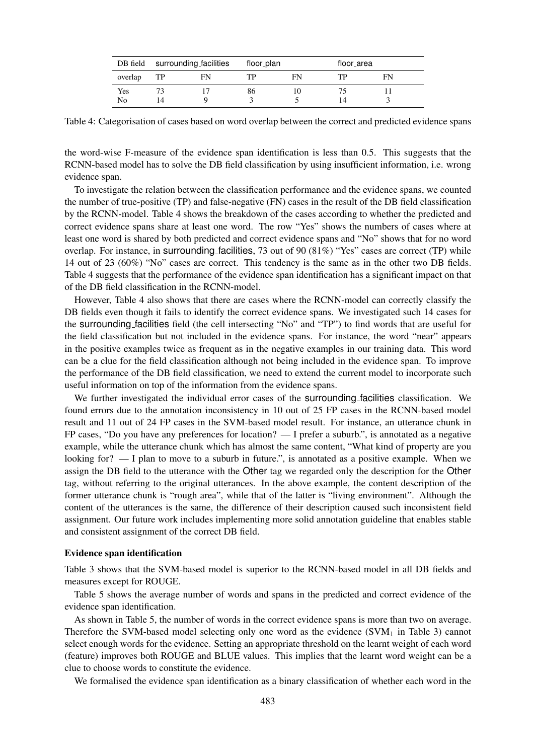| DB field | surrounding_facilities | | floor_plan | | floor_area | |
|---|---|---|---|---|---|---|
| overlap | TP | FN | TP | FN | TP | FN |
| Yes | 73 | 17 | 86 | 10 | 75 | 11 |
| No | 14 | 9 | 3 | 5 | 14 | 3 |

Table 4: Categorisation of cases based on word overlap between the correct and predicted evidence spans

the word-wise F-measure of the evidence span identification is less than 0.5. This suggests that the RCNN-based model has to solve the DB field classification by using insufficient information, i.e. wrong evidence span.

To investigate the relation between the classification performance and the evidence spans, we counted the number of true-positive (TP) and false-negative (FN) cases in the result of the DB field classification by the RCNN-model. Table 4 shows the breakdown of the cases according to whether the predicted and correct evidence spans share at least one word. The row "Yes" shows the numbers of cases where at least one word is shared by both predicted and correct evidence spans and "No" shows that for no word overlap. For instance, in surrounding_facilities, 73 out of 90 (81%) "Yes" cases are correct (TP) while 14 out of 23 (60%) "No" cases are correct. This tendency is the same as in the other two DB fields. Table 4 suggests that the performance of the evidence span identification has a significant impact on that of the DB field classification in the RCNN-model.

However, Table 4 also shows that there are cases where the RCNN-model can correctly classify the DB fields even though it fails to identify the correct evidence spans. We investigated such 14 cases for the surrounding_facilities field (the cell intersecting "No" and "TP") to find words that are useful for the field classification but not included in the evidence spans. For instance, the word "near" appears in the positive examples twice as frequent as in the negative examples in our training data. This word can be a clue for the field classification although not being included in the evidence span. To improve the performance of the DB field classification, we need to extend the current model to incorporate such useful information on top of the information from the evidence spans.

We further investigated the individual error cases of the surrounding_facilities classification. We found errors due to the annotation inconsistency in 10 out of 25 FP cases in the RCNN-based model result and 11 out of 24 FP cases in the SVM-based model result. For instance, an utterance chunk in FP cases, "Do you have any preferences for location? — I prefer a suburb.", is annotated as a negative example, while the utterance chunk which has almost the same content, "What kind of property are you looking for? — I plan to move to a suburb in future.", is annotated as a positive example. When we assign the DB field to the utterance with the Other tag we regarded only the description for the Other tag, without referring to the original utterances. In the above example, the content description of the former utterance chunk is "rough area", while that of the latter is "living environment". Although the content of the utterances is the same, the difference of their description caused such inconsistent field assignment. Our future work includes implementing more solid annotation guideline that enables stable and consistent assignment of the correct DB field.

**Evidence span identification**

Table 3 shows that the SVM-based model is superior to the RCNN-based model in all DB fields and measures except for ROUGE.

Table 5 shows the average number of words and spans in the predicted and correct evidence of the evidence span identification.

As shown in Table 5, the number of words in the correct evidence spans is more than two on average. Therefore the SVM-based model selecting only one word as the evidence ($\text{SVM}_1$ in Table 3) cannot select enough words for the evidence. Setting an appropriate threshold on the learnt weight of each word (feature) improves both ROUGE and BLUE values. This implies that the learnt word weight can be a clue to choose words to constitute the evidence.

We formalised the evidence span identification as a binary classification of whether each word in the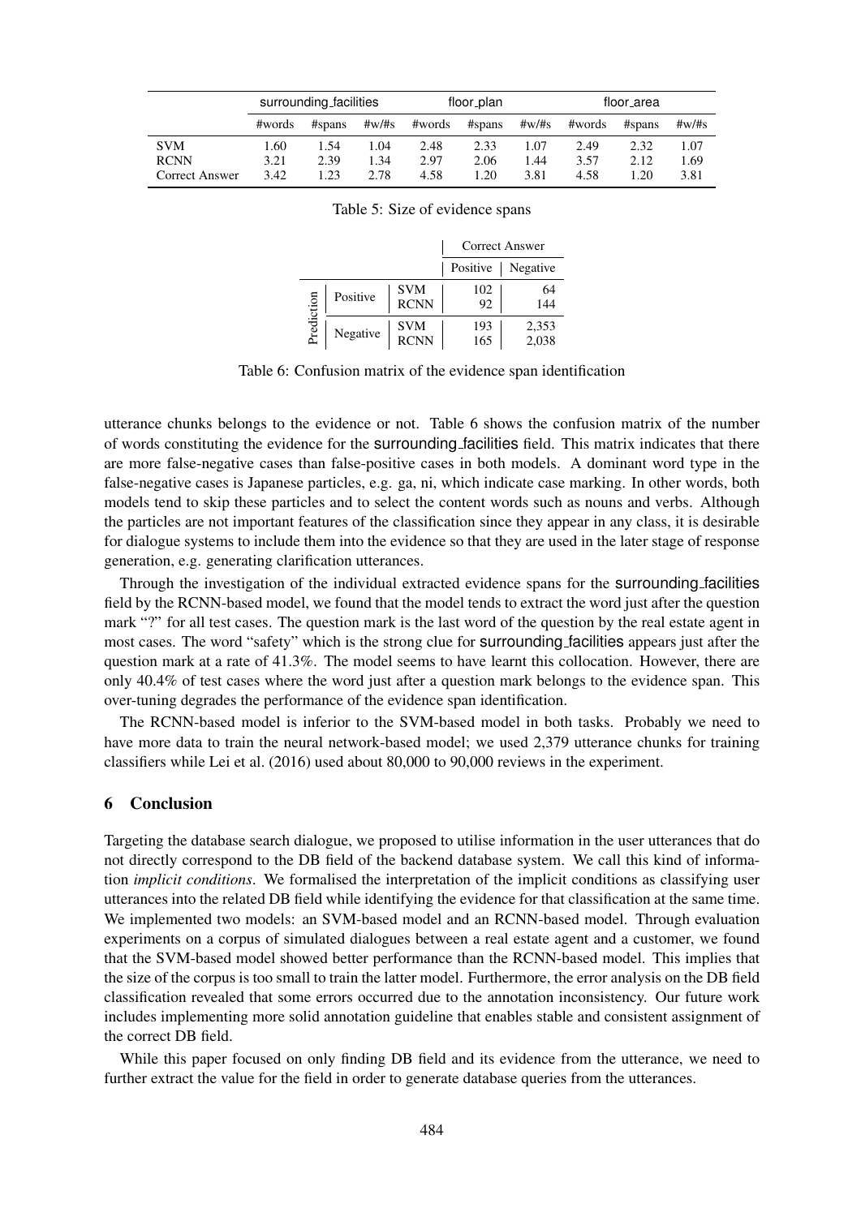| | surrounding_facilities | | | floor_plan | | | floor_area | | |
|---|---|---|---|---|---|---|---|---|---|
| | #words | #spans | #w/#s | #words | #spans | #w/#s | #words | #spans | #w/#s |
| SVM | 1.60 | 1.54 | 1.04 | 2.48 | 2.33 | 1.07 | 2.49 | 2.32 | 1.07 |
| RCNN | 3.21 | 2.39 | 1.34 | 2.97 | 2.06 | 1.44 | 3.57 | 2.12 | 1.69 |
| Correct Answer | 3.42 | 1.23 | 2.78 | 4.58 | 1.20 | 3.81 | 4.58 | 1.20 | 3.81 |

Table 5: Size of evidence spans

| | | | Correct Answer | |
|---|---|---|---|---|
| | | | Positive | Negative |
| Prediction | Positive | SVM | 102 | 64 |
| | | RCNN | 92 | 144 |
| | Negative | SVM | 193 | 2,353 |
| | | RCNN | 165 | 2,038 |

Table 6: Confusion matrix of the evidence span identification

utterance chunks belongs to the evidence or not. Table 6 shows the confusion matrix of the number of words constituting the evidence for the surrounding_facilities field. This matrix indicates that there are more false-negative cases than false-positive cases in both models. A dominant word type in the false-negative cases is Japanese particles, e.g. ga, ni, which indicate case marking. In other words, both models tend to skip these particles and to select the content words such as nouns and verbs. Although the particles are not important features of the classification since they appear in any class, it is desirable for dialogue systems to include them into the evidence so that they are used in the later stage of response generation, e.g. generating clarification utterances.

Through the investigation of the individual extracted evidence spans for the surrounding_facilities field by the RCNN-based model, we found that the model tends to extract the word just after the question mark "?" for all test cases. The question mark is the last word of the question by the real estate agent in most cases. The word "safety" which is the strong clue for surrounding_facilities appears just after the question mark at a rate of 41.3%. The model seems to have learnt this collocation. However, there are only 40.4% of test cases where the word just after a question mark belongs to the evidence span. This over-tuning degrades the performance of the evidence span identification.

The RCNN-based model is inferior to the SVM-based model in both tasks. Probably we need to have more data to train the neural network-based model; we used 2,379 utterance chunks for training classifiers while Lei et al. (2016) used about 80,000 to 90,000 reviews in the experiment.

## 6 Conclusion

Targeting the database search dialogue, we proposed to utilise information in the user utterances that do not directly correspond to the DB field of the backend database system. We call this kind of information *implicit conditions*. We formalised the interpretation of the implicit conditions as classifying user utterances into the related DB field while identifying the evidence for that classification at the same time. We implemented two models: an SVM-based model and an RCNN-based model. Through evaluation experiments on a corpus of simulated dialogues between a real estate agent and a customer, we found that the SVM-based model showed better performance than the RCNN-based model. This implies that the size of the corpus is too small to train the latter model. Furthermore, the error analysis on the DB field classification revealed that some errors occurred due to the annotation inconsistency. Our future work includes implementing more solid annotation guideline that enables stable and consistent assignment of the correct DB field.

While this paper focused on only finding DB field and its evidence from the utterance, we need to further extract the value for the field in order to generate database queries from the utterances.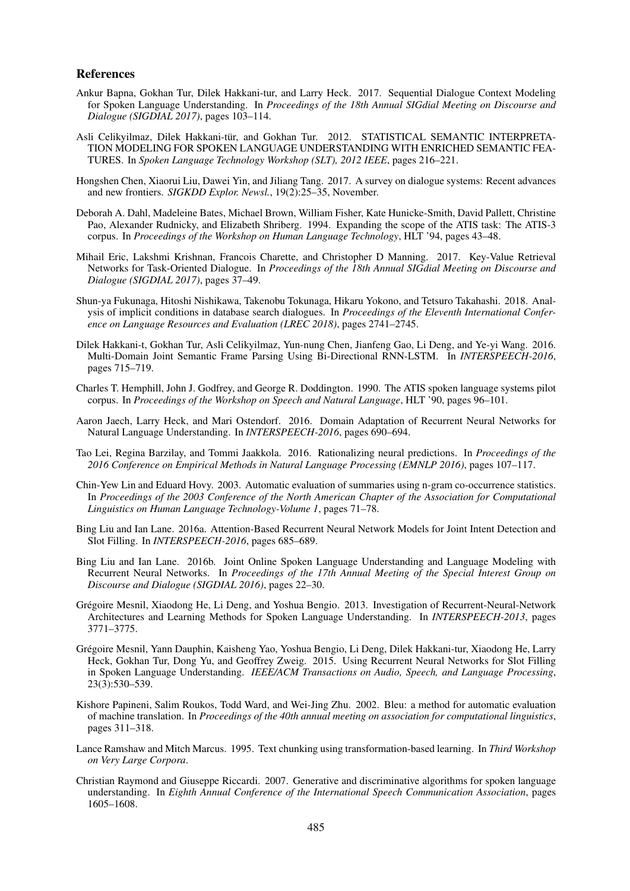## References

Ankur Bapna, Gokhan Tur, Dilek Hakkani-tur, and Larry Heck. 2017. Sequential Dialogue Context Modeling for Spoken Language Understanding. In *Proceedings of the 18th Annual SIGdial Meeting on Discourse and Dialogue (SIGDIAL 2017)*, pages 103–114.

Asli Celikyilmaz, Dilek Hakkani-tür, and Gokhan Tur. 2012. STATISTICAL SEMANTIC INTERPRETATION MODELING FOR SPOKEN LANGUAGE UNDERSTANDING WITH ENRICHED SEMANTIC FEATURES. In *Spoken Language Technology Workshop (SLT), 2012 IEEE*, pages 216–221.

Hongshen Chen, Xiaorui Liu, Dawei Yin, and Jiliang Tang. 2017. A survey on dialogue systems: Recent advances and new frontiers. *SIGKDD Explor. Newsl.*, 19(2):25–35, November.

Deborah A. Dahl, Madeleine Bates, Michael Brown, William Fisher, Kate Hunicke-Smith, David Pallett, Christine Pao, Alexander Rudnicky, and Elizabeth Shriberg. 1994. Expanding the scope of the ATIS task: The ATIS-3 corpus. In *Proceedings of the Workshop on Human Language Technology*, HLT '94, pages 43–48.

Mihail Eric, Lakshmi Krishnan, Francois Charette, and Christopher D Manning. 2017. Key-Value Retrieval Networks for Task-Oriented Dialogue. In *Proceedings of the 18th Annual SIGdial Meeting on Discourse and Dialogue (SIGDIAL 2017)*, pages 37–49.

Shun-ya Fukunaga, Hitoshi Nishikawa, Takenobu Tokunaga, Hikaru Yokono, and Tetsuro Takahashi. 2018. Analysis of implicit conditions in database search dialogues. In *Proceedings of the Eleventh International Conference on Language Resources and Evaluation (LREC 2018)*, pages 2741–2745.

Dilek Hakkani-t, Gokhan Tur, Asli Celikyilmaz, Yun-nung Chen, Jianfeng Gao, Li Deng, and Ye-yi Wang. 2016. Multi-Domain Joint Semantic Frame Parsing Using Bi-Directional RNN-LSTM. In *INTERSPEECH-2016*, pages 715–719.

Charles T. Hemphill, John J. Godfrey, and George R. Doddington. 1990. The ATIS spoken language systems pilot corpus. In *Proceedings of the Workshop on Speech and Natural Language*, HLT '90, pages 96–101.

Aaron Jaech, Larry Heck, and Mari Ostendorf. 2016. Domain Adaptation of Recurrent Neural Networks for Natural Language Understanding. In *INTERSPEECH-2016*, pages 690–694.

Tao Lei, Regina Barzilay, and Tommi Jaakkola. 2016. Rationalizing neural predictions. In *Proceedings of the 2016 Conference on Empirical Methods in Natural Language Processing (EMNLP 2016)*, pages 107–117.

Chin-Yew Lin and Eduard Hovy. 2003. Automatic evaluation of summaries using n-gram co-occurrence statistics. In *Proceedings of the 2003 Conference of the North American Chapter of the Association for Computational Linguistics on Human Language Technology-Volume 1*, pages 71–78.

Bing Liu and Ian Lane. 2016a. Attention-Based Recurrent Neural Network Models for Joint Intent Detection and Slot Filling. In *INTERSPEECH-2016*, pages 685–689.

Bing Liu and Ian Lane. 2016b. Joint Online Spoken Language Understanding and Language Modeling with Recurrent Neural Networks. In *Proceedings of the 17th Annual Meeting of the Special Interest Group on Discourse and Dialogue (SIGDIAL 2016)*, pages 22–30.

Grégoire Mesnil, Xiaodong He, Li Deng, and Yoshua Bengio. 2013. Investigation of Recurrent-Neural-Network Architectures and Learning Methods for Spoken Language Understanding. In *INTERSPEECH-2013*, pages 3771–3775.

Grégoire Mesnil, Yann Dauphin, Kaisheng Yao, Yoshua Bengio, Li Deng, Dilek Hakkani-tur, Xiaodong He, Larry Heck, Gokhan Tur, Dong Yu, and Geoffrey Zweig. 2015. Using Recurrent Neural Networks for Slot Filling in Spoken Language Understanding. *IEEE/ACM Transactions on Audio, Speech, and Language Processing*, 23(3):530–539.

Kishore Papineni, Salim Roukos, Todd Ward, and Wei-Jing Zhu. 2002. Bleu: a method for automatic evaluation of machine translation. In *Proceedings of the 40th annual meeting on association for computational linguistics*, pages 311–318.

Lance Ramshaw and Mitch Marcus. 1995. Text chunking using transformation-based learning. In *Third Workshop on Very Large Corpora*.

Christian Raymond and Giuseppe Riccardi. 2007. Generative and discriminative algorithms for spoken language understanding. In *Eighth Annual Conference of the International Speech Communication Association*, pages 1605–1608.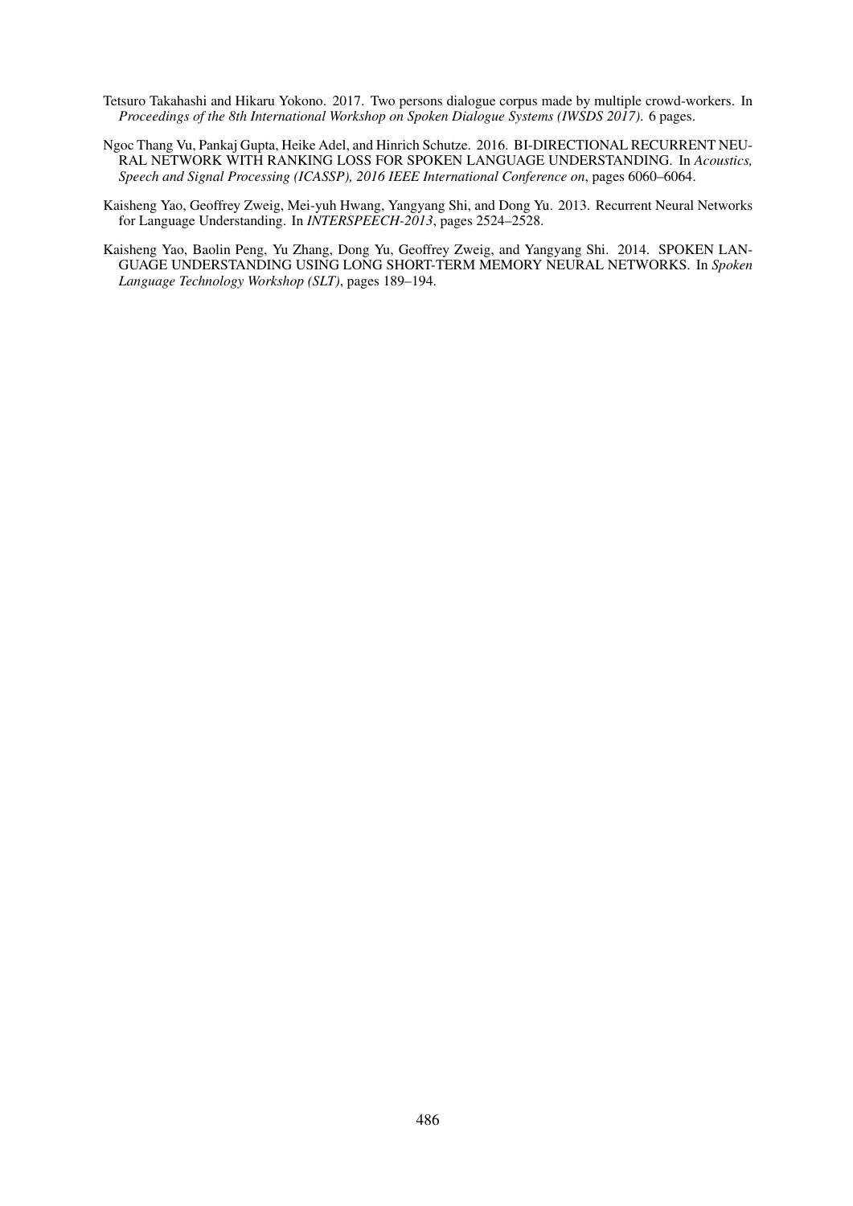Tetsuro Takahashi and Hikaru Yokono. 2017. Two persons dialogue corpus made by multiple crowd-workers. In *Proceedings of the 8th International Workshop on Spoken Dialogue Systems (IWSDS 2017)*. 6 pages.

Ngoc Thang Vu, Pankaj Gupta, Heike Adel, and Hinrich Schutze. 2016. BI-DIRECTIONAL RECURRENT NEURAL NETWORK WITH RANKING LOSS FOR SPOKEN LANGUAGE UNDERSTANDING. In *Acoustics, Speech and Signal Processing (ICASSP), 2016 IEEE International Conference on*, pages 6060–6064.

Kaisheng Yao, Geoffrey Zweig, Mei-yuh Hwang, Yangyang Shi, and Dong Yu. 2013. Recurrent Neural Networks for Language Understanding. In *INTERSPEECH-2013*, pages 2524–2528.

Kaisheng Yao, Baolin Peng, Yu Zhang, Dong Yu, Geoffrey Zweig, and Yangyang Shi. 2014. SPOKEN LANGUAGE UNDERSTANDING USING LONG SHORT-TERM MEMORY NEURAL NETWORKS. In *Spoken Language Technology Workshop (SLT)*, pages 189–194.